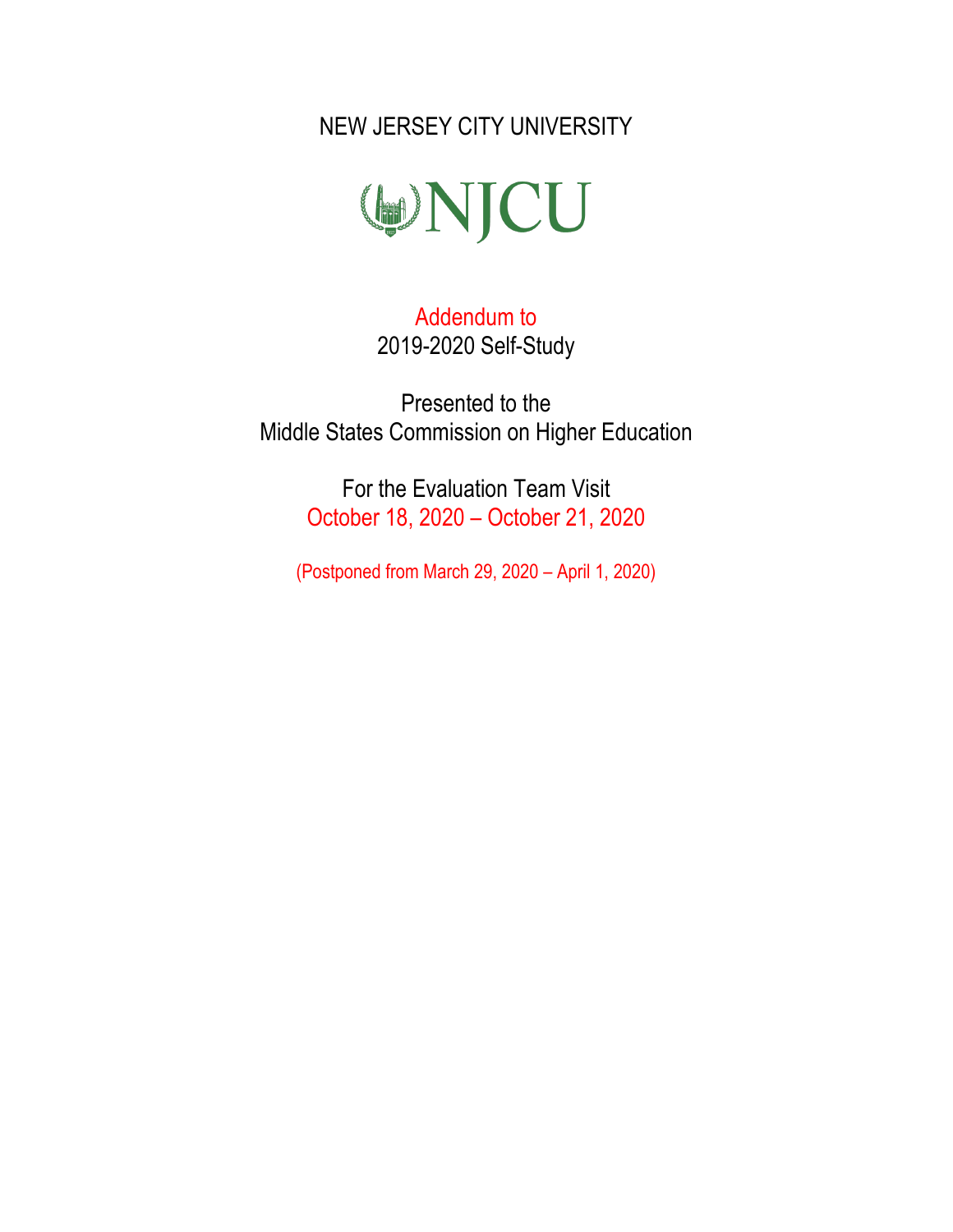# NEW JERSEY CITY UNIVERSITY

NJCU

Addendum to
2019-2020 Self-Study

Presented to the
Middle States Commission on Higher Education

For the Evaluation Team Visit
October 18, 2020 – October 21, 2020

(Postponed from March 29, 2020 – April 1, 2020)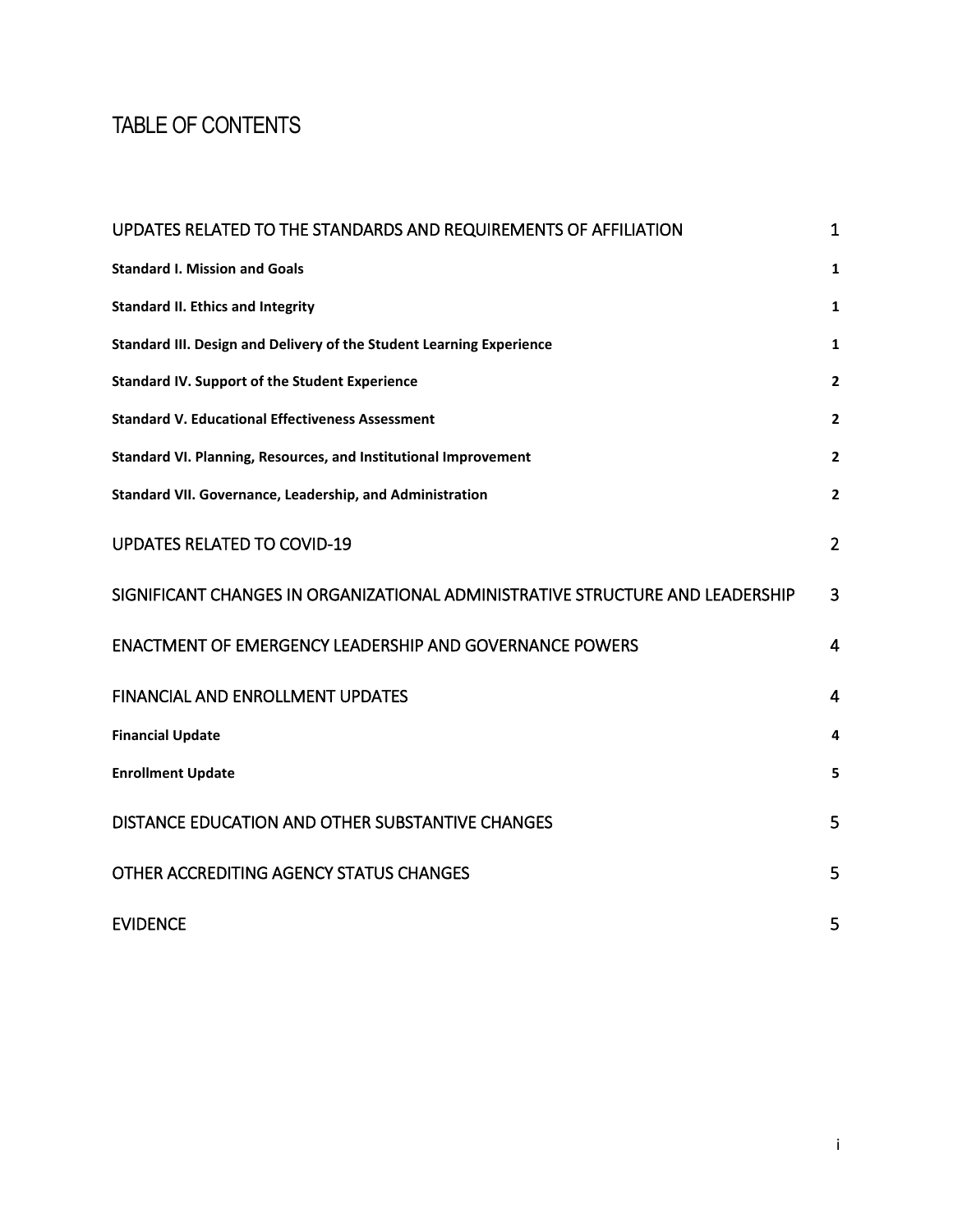# TABLE OF CONTENTS

| | |
|---|---|
| UPDATES RELATED TO THE STANDARDS AND REQUIREMENTS OF AFFILIATION | 1 |
| **Standard I. Mission and Goals** | **1** |
| **Standard II. Ethics and Integrity** | **1** |
| **Standard III. Design and Delivery of the Student Learning Experience** | **1** |
| **Standard IV. Support of the Student Experience** | **2** |
| **Standard V. Educational Effectiveness Assessment** | **2** |
| **Standard VI. Planning, Resources, and Institutional Improvement** | **2** |
| **Standard VII. Governance, Leadership, and Administration** | **2** |
| UPDATES RELATED TO COVID-19 | 2 |
| SIGNIFICANT CHANGES IN ORGANIZATIONAL ADMINISTRATIVE STRUCTURE AND LEADERSHIP | 3 |
| ENACTMENT OF EMERGENCY LEADERSHIP AND GOVERNANCE POWERS | 4 |
| FINANCIAL AND ENROLLMENT UPDATES | 4 |
| **Financial Update** | **4** |
| **Enrollment Update** | **5** |
| DISTANCE EDUCATION AND OTHER SUBSTANTIVE CHANGES | 5 |
| OTHER ACCREDITING AGENCY STATUS CHANGES | 5 |
| EVIDENCE | 5 |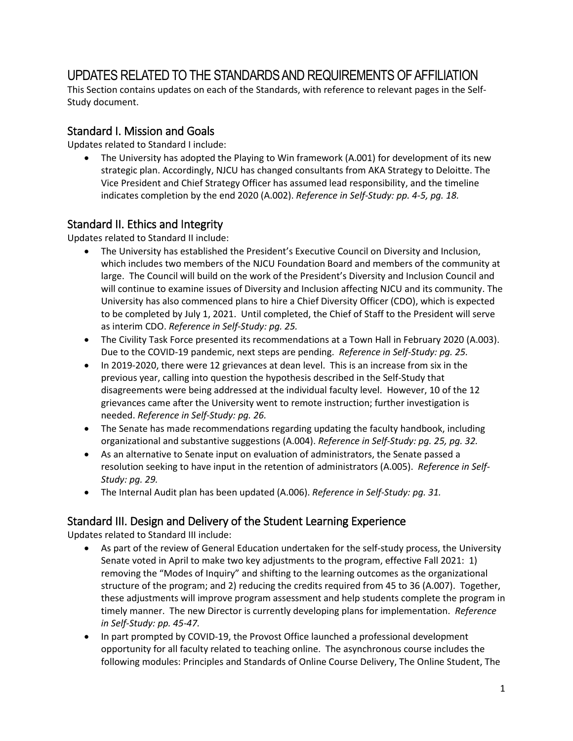# UPDATES RELATED TO THE STANDARDS AND REQUIREMENTS OF AFFILIATION

This Section contains updates on each of the Standards, with reference to relevant pages in the Self-Study document.

## Standard I. Mission and Goals

Updates related to Standard I include:

- The University has adopted the Playing to Win framework (A.001) for development of its new strategic plan. Accordingly, NJCU has changed consultants from AKA Strategy to Deloitte. The Vice President and Chief Strategy Officer has assumed lead responsibility, and the timeline indicates completion by the end 2020 (A.002). *Reference in Self-Study: pp. 4-5, pg. 18.*

## Standard II. Ethics and Integrity

Updates related to Standard II include:

- The University has established the President's Executive Council on Diversity and Inclusion, which includes two members of the NJCU Foundation Board and members of the community at large. The Council will build on the work of the President's Diversity and Inclusion Council and will continue to examine issues of Diversity and Inclusion affecting NJCU and its community. The University has also commenced plans to hire a Chief Diversity Officer (CDO), which is expected to be completed by July 1, 2021. Until completed, the Chief of Staff to the President will serve as interim CDO. *Reference in Self-Study: pg. 25.*
- The Civility Task Force presented its recommendations at a Town Hall in February 2020 (A.003). Due to the COVID-19 pandemic, next steps are pending. *Reference in Self-Study: pg. 25.*
- In 2019-2020, there were 12 grievances at dean level. This is an increase from six in the previous year, calling into question the hypothesis described in the Self-Study that disagreements were being addressed at the individual faculty level. However, 10 of the 12 grievances came after the University went to remote instruction; further investigation is needed. *Reference in Self-Study: pg. 26.*
- The Senate has made recommendations regarding updating the faculty handbook, including organizational and substantive suggestions (A.004). *Reference in Self-Study: pg. 25, pg. 32.*
- As an alternative to Senate input on evaluation of administrators, the Senate passed a resolution seeking to have input in the retention of administrators (A.005). *Reference in Self-Study: pg. 29.*
- The Internal Audit plan has been updated (A.006). *Reference in Self-Study: pg. 31.*

## Standard III. Design and Delivery of the Student Learning Experience

Updates related to Standard III include:

- As part of the review of General Education undertaken for the self-study process, the University Senate voted in April to make two key adjustments to the program, effective Fall 2021: 1) removing the "Modes of Inquiry" and shifting to the learning outcomes as the organizational structure of the program; and 2) reducing the credits required from 45 to 36 (A.007). Together, these adjustments will improve program assessment and help students complete the program in timely manner. The new Director is currently developing plans for implementation. *Reference in Self-Study: pp. 45-47.*
- In part prompted by COVID-19, the Provost Office launched a professional development opportunity for all faculty related to teaching online. The asynchronous course includes the following modules: Principles and Standards of Online Course Delivery, The Online Student, The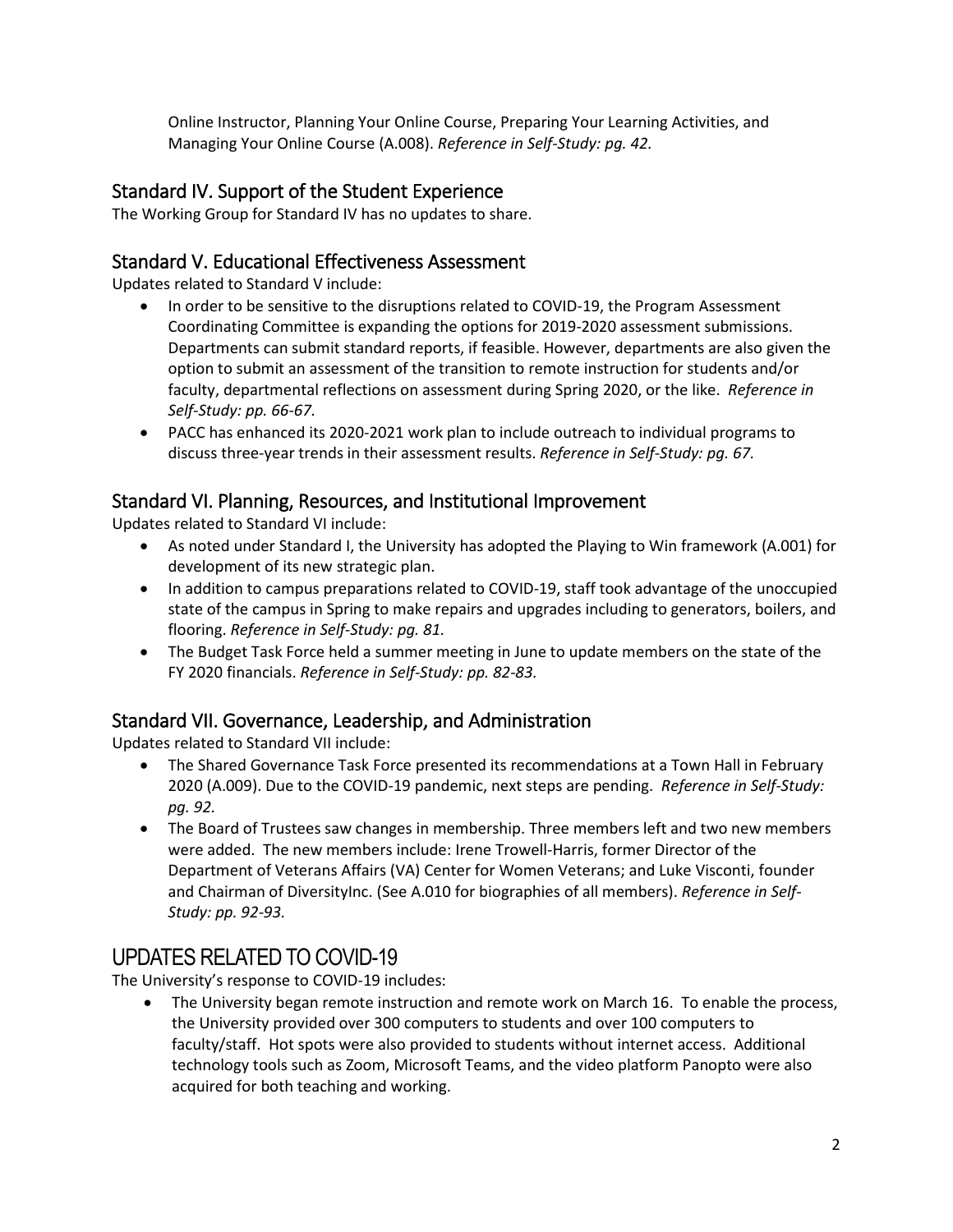Online Instructor, Planning Your Online Course, Preparing Your Learning Activities, and Managing Your Online Course (A.008). *Reference in Self-Study: pg. 42.*

## Standard IV. Support of the Student Experience

The Working Group for Standard IV has no updates to share.

## Standard V. Educational Effectiveness Assessment

Updates related to Standard V include:

- In order to be sensitive to the disruptions related to COVID-19, the Program Assessment Coordinating Committee is expanding the options for 2019-2020 assessment submissions. Departments can submit standard reports, if feasible. However, departments are also given the option to submit an assessment of the transition to remote instruction for students and/or faculty, departmental reflections on assessment during Spring 2020, or the like. *Reference in Self-Study: pp. 66-67.*
- PACC has enhanced its 2020-2021 work plan to include outreach to individual programs to discuss three-year trends in their assessment results. *Reference in Self-Study: pg. 67.*

## Standard VI. Planning, Resources, and Institutional Improvement

Updates related to Standard VI include:

- As noted under Standard I, the University has adopted the Playing to Win framework (A.001) for development of its new strategic plan.
- In addition to campus preparations related to COVID-19, staff took advantage of the unoccupied state of the campus in Spring to make repairs and upgrades including to generators, boilers, and flooring. *Reference in Self-Study: pg. 81.*
- The Budget Task Force held a summer meeting in June to update members on the state of the FY 2020 financials. *Reference in Self-Study: pp. 82-83.*

## Standard VII. Governance, Leadership, and Administration

Updates related to Standard VII include:

- The Shared Governance Task Force presented its recommendations at a Town Hall in February 2020 (A.009). Due to the COVID-19 pandemic, next steps are pending. *Reference in Self-Study: pg. 92.*
- The Board of Trustees saw changes in membership. Three members left and two new members were added. The new members include: Irene Trowell-Harris, former Director of the Department of Veterans Affairs (VA) Center for Women Veterans; and Luke Visconti, founder and Chairman of DiversityInc. (See A.010 for biographies of all members). *Reference in Self-Study: pp. 92-93.*

# UPDATES RELATED TO COVID-19

The University's response to COVID-19 includes:

- The University began remote instruction and remote work on March 16. To enable the process, the University provided over 300 computers to students and over 100 computers to faculty/staff. Hot spots were also provided to students without internet access. Additional technology tools such as Zoom, Microsoft Teams, and the video platform Panopto were also acquired for both teaching and working.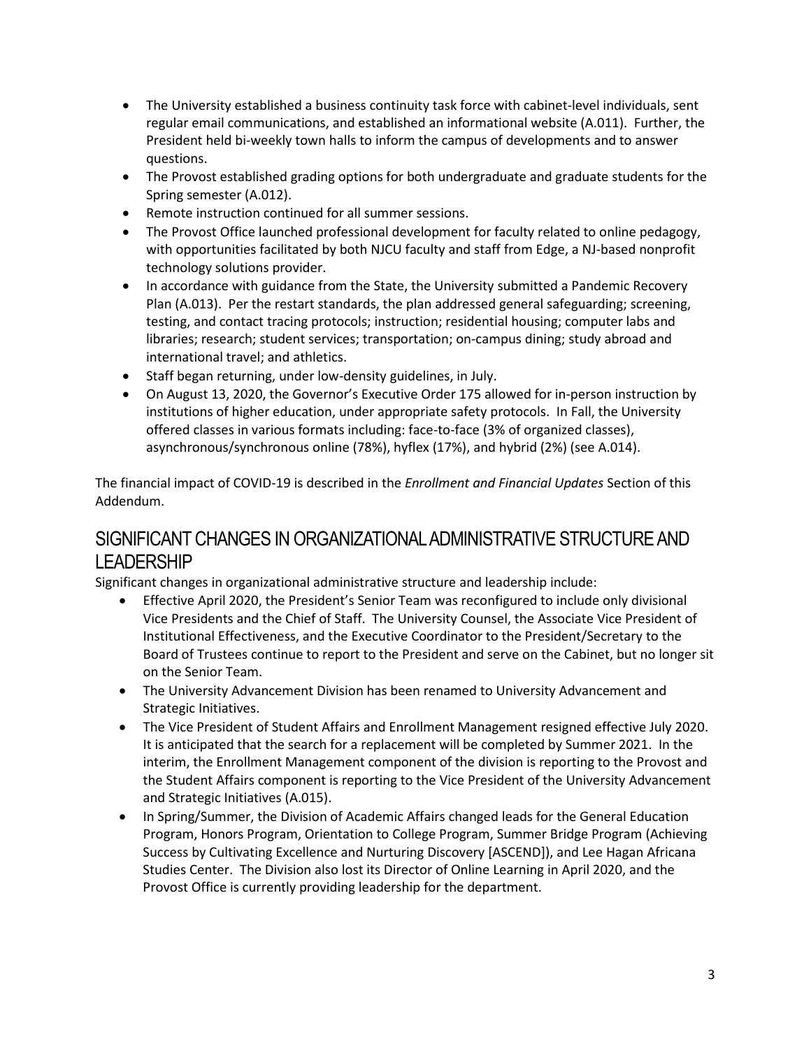- The University established a business continuity task force with cabinet-level individuals, sent regular email communications, and established an informational website (A.011). Further, the President held bi-weekly town halls to inform the campus of developments and to answer questions.
- The Provost established grading options for both undergraduate and graduate students for the Spring semester (A.012).
- Remote instruction continued for all summer sessions.
- The Provost Office launched professional development for faculty related to online pedagogy, with opportunities facilitated by both NJCU faculty and staff from Edge, a NJ-based nonprofit technology solutions provider.
- In accordance with guidance from the State, the University submitted a Pandemic Recovery Plan (A.013). Per the restart standards, the plan addressed general safeguarding; screening, testing, and contact tracing protocols; instruction; residential housing; computer labs and libraries; research; student services; transportation; on-campus dining; study abroad and international travel; and athletics.
- Staff began returning, under low-density guidelines, in July.
- On August 13, 2020, the Governor's Executive Order 175 allowed for in-person instruction by institutions of higher education, under appropriate safety protocols. In Fall, the University offered classes in various formats including: face-to-face (3% of organized classes), asynchronous/synchronous online (78%), hyflex (17%), and hybrid (2%) (see A.014).

The financial impact of COVID-19 is described in the *Enrollment and Financial Updates* Section of this Addendum.

## SIGNIFICANT CHANGES IN ORGANIZATIONAL ADMINISTRATIVE STRUCTURE AND LEADERSHIP

Significant changes in organizational administrative structure and leadership include:

- Effective April 2020, the President's Senior Team was reconfigured to include only divisional Vice Presidents and the Chief of Staff. The University Counsel, the Associate Vice President of Institutional Effectiveness, and the Executive Coordinator to the President/Secretary to the Board of Trustees continue to report to the President and serve on the Cabinet, but no longer sit on the Senior Team.
- The University Advancement Division has been renamed to University Advancement and Strategic Initiatives.
- The Vice President of Student Affairs and Enrollment Management resigned effective July 2020. It is anticipated that the search for a replacement will be completed by Summer 2021. In the interim, the Enrollment Management component of the division is reporting to the Provost and the Student Affairs component is reporting to the Vice President of the University Advancement and Strategic Initiatives (A.015).
- In Spring/Summer, the Division of Academic Affairs changed leads for the General Education Program, Honors Program, Orientation to College Program, Summer Bridge Program (Achieving Success by Cultivating Excellence and Nurturing Discovery [ASCEND]), and Lee Hagan Africana Studies Center. The Division also lost its Director of Online Learning in April 2020, and the Provost Office is currently providing leadership for the department.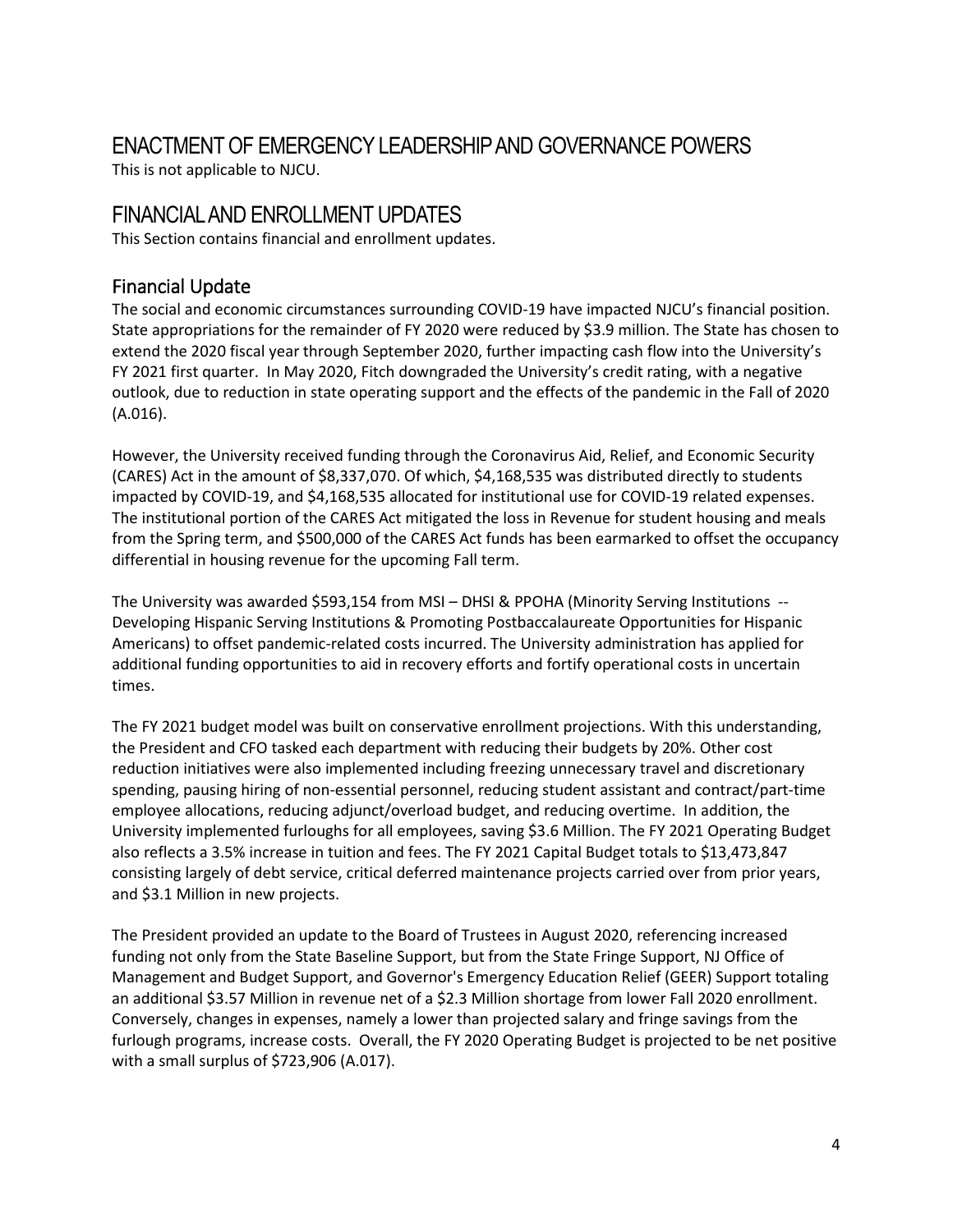# ENACTMENT OF EMERGENCY LEADERSHIP AND GOVERNANCE POWERS

This is not applicable to NJCU.

# FINANCIAL AND ENROLLMENT UPDATES

This Section contains financial and enrollment updates.

## Financial Update

The social and economic circumstances surrounding COVID-19 have impacted NJCU's financial position. State appropriations for the remainder of FY 2020 were reduced by $3.9 million. The State has chosen to extend the 2020 fiscal year through September 2020, further impacting cash flow into the University's FY 2021 first quarter. In May 2020, Fitch downgraded the University's credit rating, with a negative outlook, due to reduction in state operating support and the effects of the pandemic in the Fall of 2020 (A.016).

However, the University received funding through the Coronavirus Aid, Relief, and Economic Security (CARES) Act in the amount of $8,337,070. Of which, $4,168,535 was distributed directly to students impacted by COVID-19, and $4,168,535 allocated for institutional use for COVID-19 related expenses. The institutional portion of the CARES Act mitigated the loss in Revenue for student housing and meals from the Spring term, and $500,000 of the CARES Act funds has been earmarked to offset the occupancy differential in housing revenue for the upcoming Fall term.

The University was awarded $593,154 from MSI – DHSI & PPOHA (Minority Serving Institutions -- Developing Hispanic Serving Institutions & Promoting Postbaccalaureate Opportunities for Hispanic Americans) to offset pandemic-related costs incurred. The University administration has applied for additional funding opportunities to aid in recovery efforts and fortify operational costs in uncertain times.

The FY 2021 budget model was built on conservative enrollment projections. With this understanding, the President and CFO tasked each department with reducing their budgets by 20%. Other cost reduction initiatives were also implemented including freezing unnecessary travel and discretionary spending, pausing hiring of non-essential personnel, reducing student assistant and contract/part-time employee allocations, reducing adjunct/overload budget, and reducing overtime. In addition, the University implemented furloughs for all employees, saving $3.6 Million. The FY 2021 Operating Budget also reflects a 3.5% increase in tuition and fees. The FY 2021 Capital Budget totals to $13,473,847 consisting largely of debt service, critical deferred maintenance projects carried over from prior years, and $3.1 Million in new projects.

The President provided an update to the Board of Trustees in August 2020, referencing increased funding not only from the State Baseline Support, but from the State Fringe Support, NJ Office of Management and Budget Support, and Governor's Emergency Education Relief (GEER) Support totaling an additional $3.57 Million in revenue net of a $2.3 Million shortage from lower Fall 2020 enrollment. Conversely, changes in expenses, namely a lower than projected salary and fringe savings from the furlough programs, increase costs. Overall, the FY 2020 Operating Budget is projected to be net positive with a small surplus of $723,906 (A.017).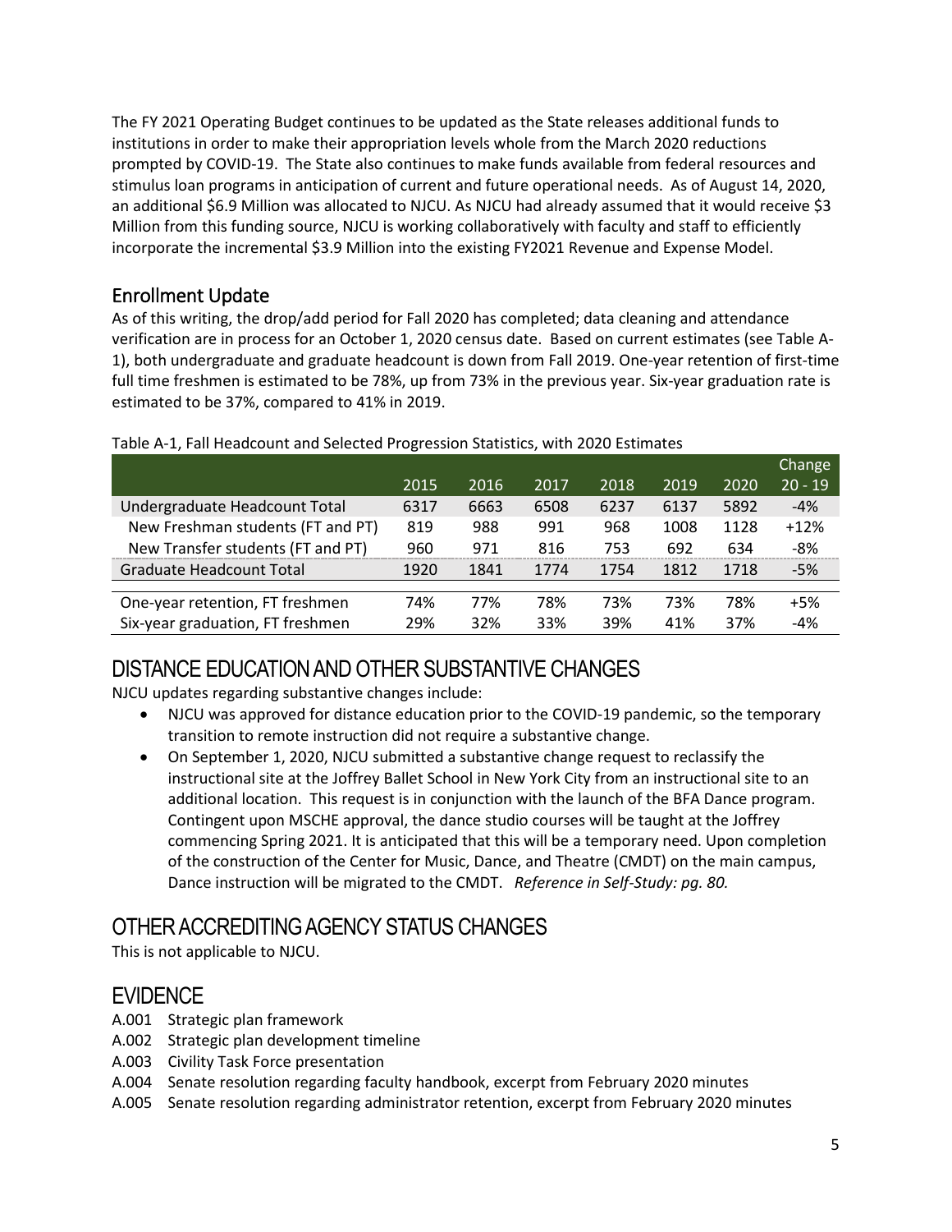The FY 2021 Operating Budget continues to be updated as the State releases additional funds to institutions in order to make their appropriation levels whole from the March 2020 reductions prompted by COVID-19. The State also continues to make funds available from federal resources and stimulus loan programs in anticipation of current and future operational needs. As of August 14, 2020, an additional $6.9 Million was allocated to NJCU. As NJCU had already assumed that it would receive $3 Million from this funding source, NJCU is working collaboratively with faculty and staff to efficiently incorporate the incremental $3.9 Million into the existing FY2021 Revenue and Expense Model.

## Enrollment Update

As of this writing, the drop/add period for Fall 2020 has completed; data cleaning and attendance verification are in process for an October 1, 2020 census date. Based on current estimates (see Table A-1), both undergraduate and graduate headcount is down from Fall 2019. One-year retention of first-time full time freshmen is estimated to be 78%, up from 73% in the previous year. Six-year graduation rate is estimated to be 37%, compared to 41% in 2019.

Table A-1, Fall Headcount and Selected Progression Statistics, with 2020 Estimates

| | 2015 | 2016 | 2017 | 2018 | 2019 | 2020 | Change 20 - 19 |
|---|---|---|---|---|---|---|---|
| Undergraduate Headcount Total | 6317 | 6663 | 6508 | 6237 | 6137 | 5892 | -4% |
| New Freshman students (FT and PT) | 819 | 988 | 991 | 968 | 1008 | 1128 | +12% |
| New Transfer students (FT and PT) | 960 | 971 | 816 | 753 | 692 | 634 | -8% |
| Graduate Headcount Total | 1920 | 1841 | 1774 | 1754 | 1812 | 1718 | -5% |
| One-year retention, FT freshmen | 74% | 77% | 78% | 73% | 73% | 78% | +5% |
| Six-year graduation, FT freshmen | 29% | 32% | 33% | 39% | 41% | 37% | -4% |

# DISTANCE EDUCATION AND OTHER SUBSTANTIVE CHANGES

NJCU updates regarding substantive changes include:

- NJCU was approved for distance education prior to the COVID-19 pandemic, so the temporary transition to remote instruction did not require a substantive change.
- On September 1, 2020, NJCU submitted a substantive change request to reclassify the instructional site at the Joffrey Ballet School in New York City from an instructional site to an additional location. This request is in conjunction with the launch of the BFA Dance program. Contingent upon MSCHE approval, the dance studio courses will be taught at the Joffrey commencing Spring 2021. It is anticipated that this will be a temporary need. Upon completion of the construction of the Center for Music, Dance, and Theatre (CMDT) on the main campus, Dance instruction will be migrated to the CMDT. *Reference in Self-Study: pg. 80.*

# OTHER ACCREDITING AGENCY STATUS CHANGES

This is not applicable to NJCU.

# EVIDENCE

A.001 Strategic plan framework
A.002 Strategic plan development timeline
A.003 Civility Task Force presentation
A.004 Senate resolution regarding faculty handbook, excerpt from February 2020 minutes
A.005 Senate resolution regarding administrator retention, excerpt from February 2020 minutes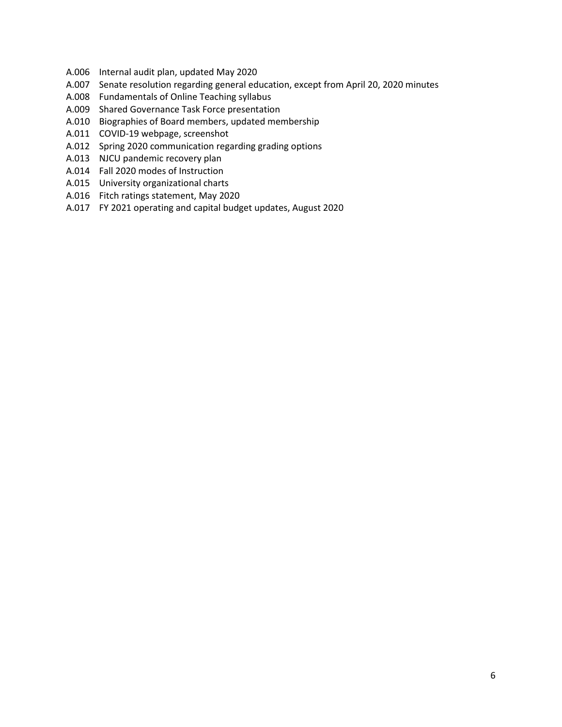A.006 Internal audit plan, updated May 2020
A.007 Senate resolution regarding general education, except from April 20, 2020 minutes
A.008 Fundamentals of Online Teaching syllabus
A.009 Shared Governance Task Force presentation
A.010 Biographies of Board members, updated membership
A.011 COVID-19 webpage, screenshot
A.012 Spring 2020 communication regarding grading options
A.013 NJCU pandemic recovery plan
A.014 Fall 2020 modes of Instruction
A.015 University organizational charts
A.016 Fitch ratings statement, May 2020
A.017 FY 2021 operating and capital budget updates, August 2020